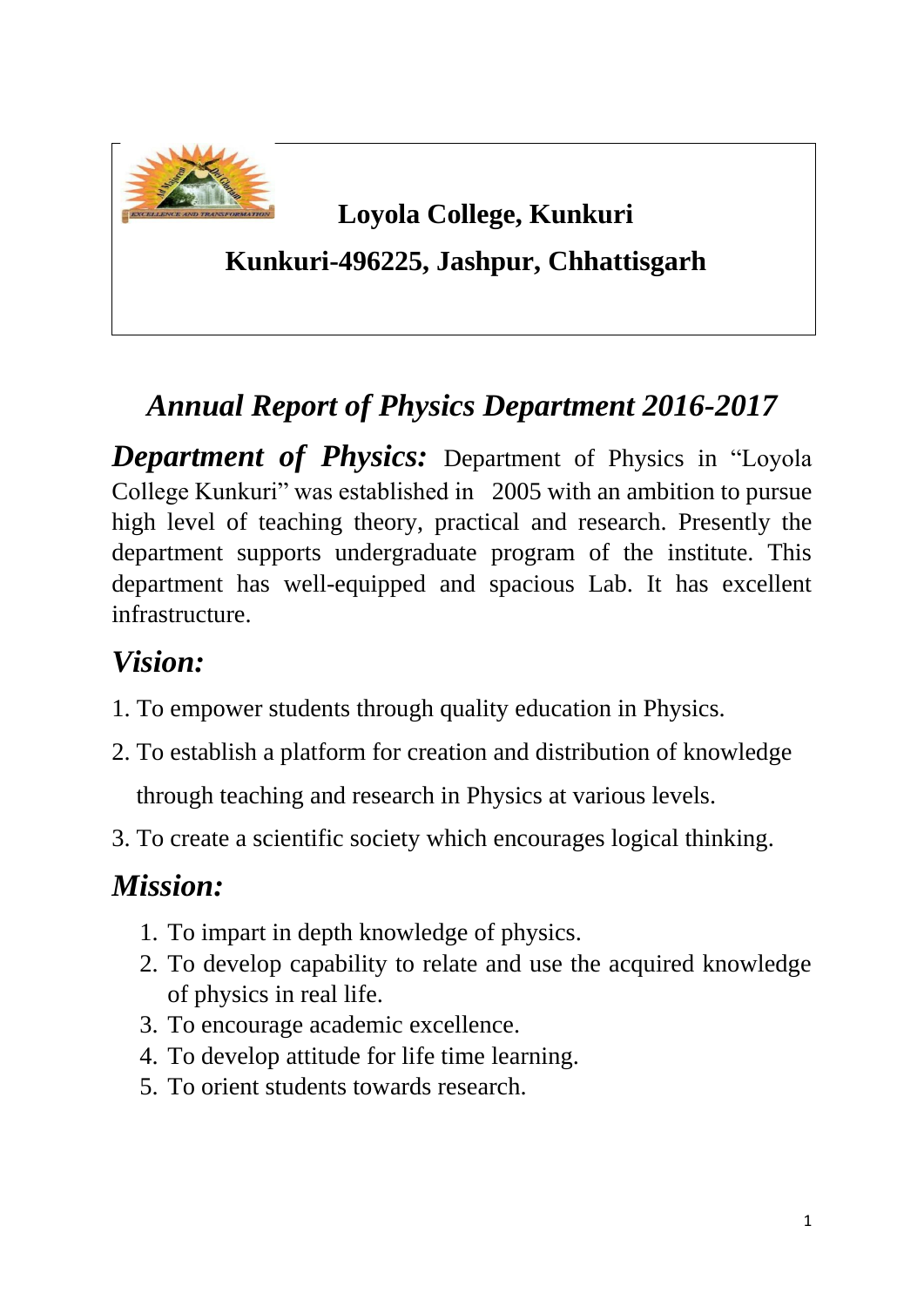**Loyola College, Kunkuri**

**Kunkuri-496225, Jashpur, Chhattisgarh**

# *Annual Report of Physics Department 2016-2017*

***Department of Physics:*** Department of Physics in "Loyola College Kunkuri" was established in 2005 with an ambition to pursue high level of teaching theory, practical and research. Presently the department supports undergraduate program of the institute. This department has well-equipped and spacious Lab. It has excellent infrastructure.

## *Vision:*

1. To empower students through quality education in Physics.
2. To establish a platform for creation and distribution of knowledge through teaching and research in Physics at various levels.
3. To create a scientific society which encourages logical thinking.

## *Mission:*

1. To impart in depth knowledge of physics.
2. To develop capability to relate and use the acquired knowledge of physics in real life.
3. To encourage academic excellence.
4. To develop attitude for life time learning.
5. To orient students towards research.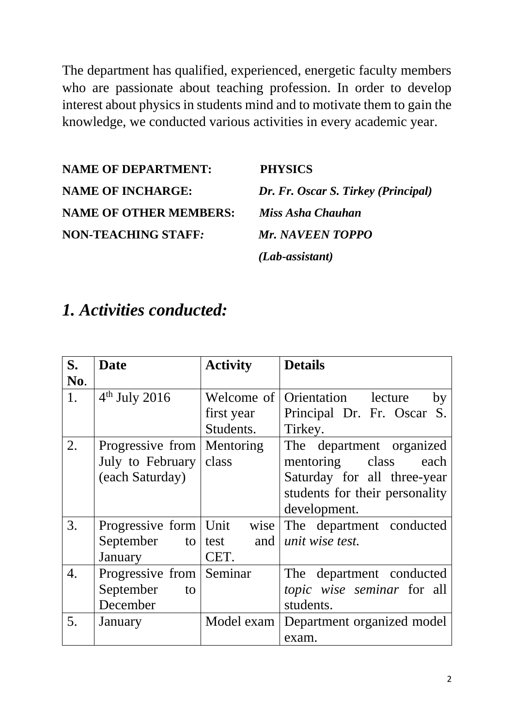The department has qualified, experienced, energetic faculty members who are passionate about teaching profession. In order to develop interest about physics in students mind and to motivate them to gain the knowledge, we conducted various activities in every academic year.

**NAME OF DEPARTMENT:** **PHYSICS**

**NAME OF INCHARGE:** ***Dr. Fr. Oscar S. Tirkey (Principal)***

**NAME OF OTHER MEMBERS:** ***Miss Asha Chauhan***

**NON-TEACHING STAFF*:*** ***Mr. NAVEEN TOPPO (Lab-assistant)***

## *1. Activities conducted:*

| S. No. | Date | Activity | Details |
|---|---|---|---|
| 1. | 4th July 2016 | Welcome of first year Students. | Orientation lecture by Principal Dr. Fr. Oscar S. Tirkey. |
| 2. | Progressive from July to February (each Saturday) | Mentoring class | The department organized mentoring class each Saturday for all three-year students for their personality development. |
| 3. | Progressive form September to January | Unit wise test and CET. | The department conducted *unit wise test.* |
| 4. | Progressive from September to December | Seminar | The department conducted *topic wise seminar* for all students. |
| 5. | January | Model exam | Department organized model exam. |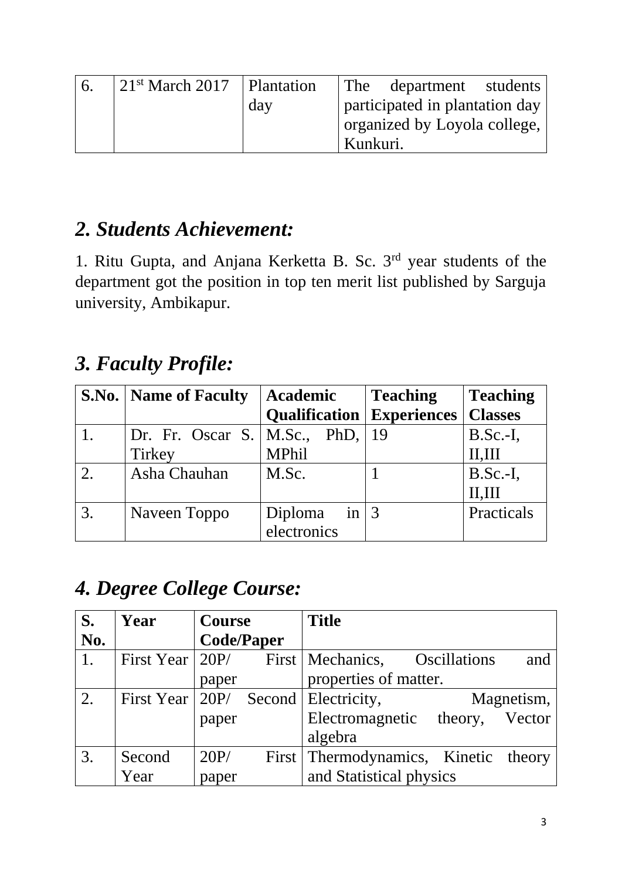| 6. | 21st March 2017 | Plantation day | The department students participated in plantation day organized by Loyola college, Kunkuri. |
|---|---|---|---|

## *2. Students Achievement:*

1. Ritu Gupta, and Anjana Kerketta B. Sc. 3rd year students of the department got the position in top ten merit list published by Sarguja university, Ambikapur.

## *3. Faculty Profile:*

| S.No. | Name of Faculty | Academic Qualification | Teaching Experiences | Teaching Classes |
|---|---|---|---|---|
| 1. | Dr. Fr. Oscar S. Tirkey | M.Sc., PhD, MPhil | 19 | B.Sc.-I, II,III |
| 2. | Asha Chauhan | M.Sc. | 1 | B.Sc.-I, II,III |
| 3. | Naveen Toppo | Diploma in electronics | 3 | Practicals |

## *4. Degree College Course:*

| S. No. | Year | Course Code/Paper | Title |
|---|---|---|---|
| 1. | First Year | 20P/ First paper | Mechanics, Oscillations and properties of matter. |
| 2. | First Year | 20P/ Second paper | Electricity, Magnetism, Electromagnetic theory, Vector algebra |
| 3. | Second Year | 20P/ First paper | Thermodynamics, Kinetic theory and Statistical physics |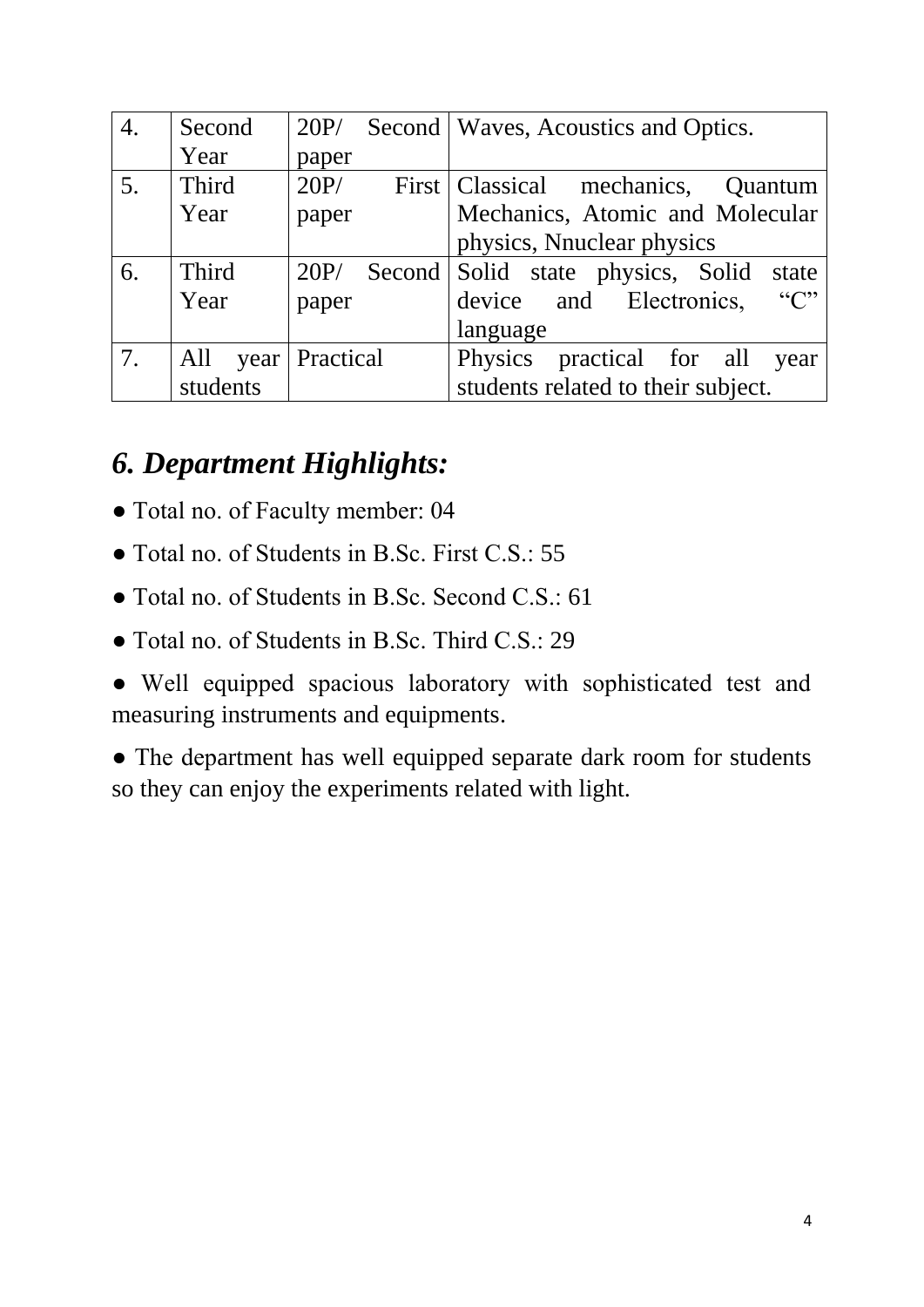| 4. | Second Year | 20P/ Second paper | Waves, Acoustics and Optics. |
|---|---|---|---|
| 5. | Third Year | 20P/ First paper | Classical mechanics, Quantum Mechanics, Atomic and Molecular physics, Nnuclear physics |
| 6. | Third Year | 20P/ Second paper | Solid state physics, Solid state device and Electronics, "C" language |
| 7. | All year students | Practical | Physics practical for all year students related to their subject. |

## *6. Department Highlights:*

● Total no. of Faculty member: 04

● Total no. of Students in B.Sc. First C.S.: 55

● Total no. of Students in B.Sc. Second C.S.: 61

● Total no. of Students in B.Sc. Third C.S.: 29

● Well equipped spacious laboratory with sophisticated test and measuring instruments and equipments.

● The department has well equipped separate dark room for students so they can enjoy the experiments related with light.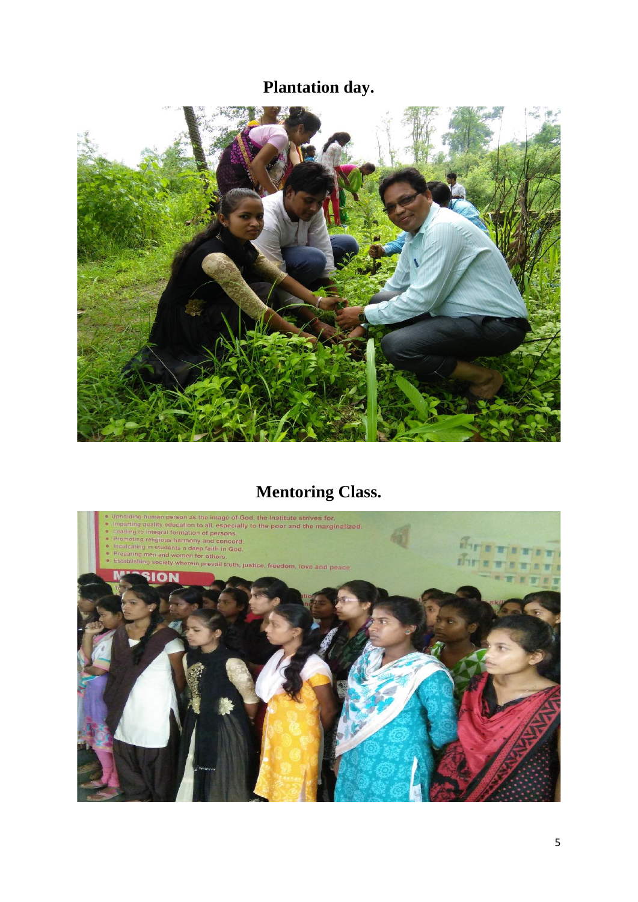## Plantation day.

## Mentoring Class.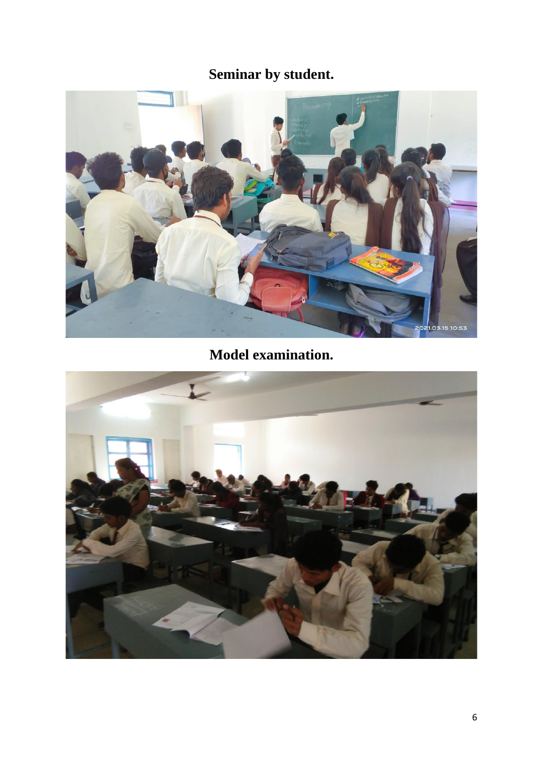**Seminar by student.**

**Model examination.**